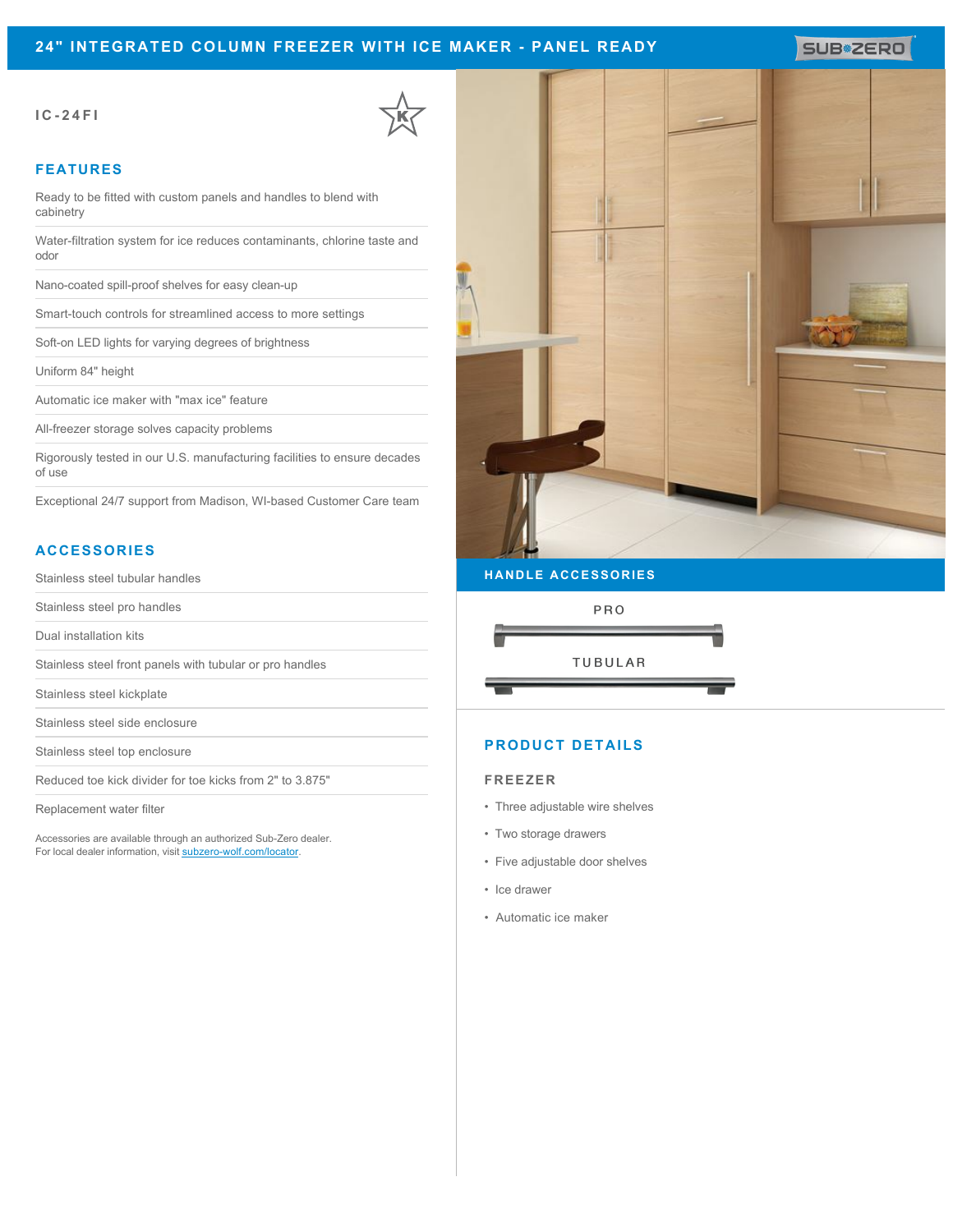# 24" INTEGRATED COLUMN FREEZER WITH ICE MAKER - PANEL READY

SUB-ZERO

IC-24FI

## FEATURES

- Ready to be fitted with custom panels and handles to blend with cabinetry
- Water-filtration system for ice reduces contaminants, chlorine taste and odor
- Nano-coated spill-proof shelves for easy clean-up
- Smart-touch controls for streamlined access to more settings
- Soft-on LED lights for varying degrees of brightness
- Uniform 84" height
- Automatic ice maker with "max ice" feature
- All-freezer storage solves capacity problems
- Rigorously tested in our U.S. manufacturing facilities to ensure decades of use
- Exceptional 24/7 support from Madison, WI-based Customer Care team

## ACCESSORIES

- Stainless steel tubular handles
- Stainless steel pro handles
- Dual installation kits
- Stainless steel front panels with tubular or pro handles
- Stainless steel kickplate
- Stainless steel side enclosure
- Stainless steel top enclosure
- Reduced toe kick divider for toe kicks from 2" to 3.875"
- Replacement water filter

Accessories are available through an authorized Sub-Zero dealer.
For local dealer information, visit subzero-wolf.com/locator.

## HANDLE ACCESSORIES

PRO

TUBULAR

## PRODUCT DETAILS

### FREEZER

- Three adjustable wire shelves
- Two storage drawers
- Five adjustable door shelves
- Ice drawer
- Automatic ice maker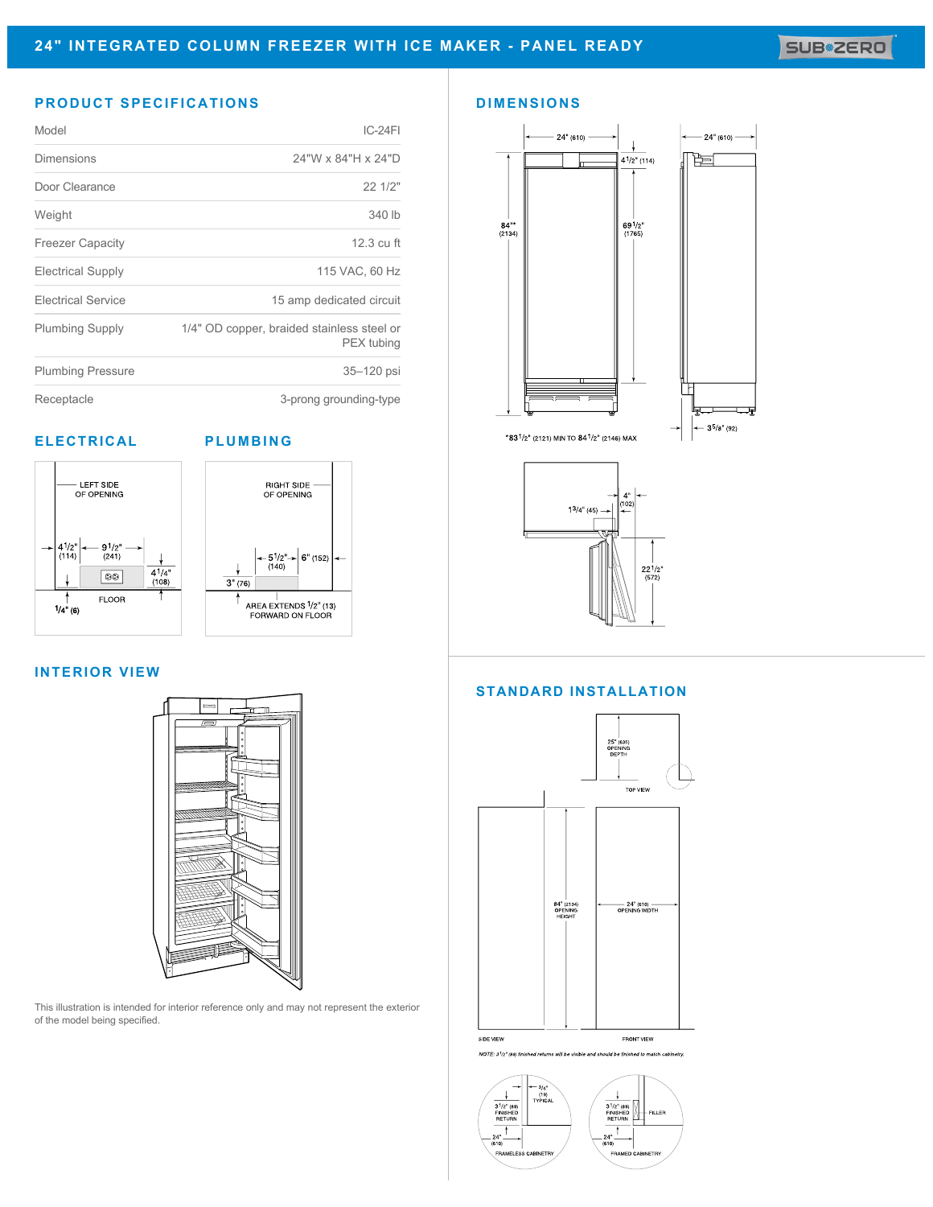# 24" INTEGRATED COLUMN FREEZER WITH ICE MAKER - PANEL READY

SUB-ZERO

## PRODUCT SPECIFICATIONS

| | |
|---|---|
| Model | IC-24FI |
| Dimensions | 24"W x 84"H x 24"D |
| Door Clearance | 22 1/2" |
| Weight | 340 lb |
| Freezer Capacity | 12.3 cu ft |
| Electrical Supply | 115 VAC, 60 Hz |
| Electrical Service | 15 amp dedicated circuit |
| Plumbing Supply | 1/4" OD copper, braided stainless steel or PEX tubing |
| Plumbing Pressure | 35–120 psi |
| Receptacle | 3-prong grounding-type |

## ELECTRICAL

LEFT SIDE OF OPENING

4 1/2" (114)

9 1/2" (241)

4 1/4" (108)

FLOOR

1/4" (6)

## PLUMBING

RIGHT SIDE OF OPENING

5 1/2" (140)

6" (152)

3" (76)

AREA EXTENDS 1/2" (13) FORWARD ON FLOOR

## INTERIOR VIEW

This illustration is intended for interior reference only and may not represent the exterior of the model being specified.

## DIMENSIONS

24" (610)

4 1/2" (114)

84"* (2134)

69 1/2" (1765)

24" (610)

3 5/8" (92)

*83 1/2" (2121) MIN TO 84 1/2" (2146) MAX

4" (102)

1 3/4" (45)

22 1/2" (572)

## STANDARD INSTALLATION

25" (635) OPENING DEPTH

TOP VIEW

84" (2134) OPENING HEIGHT

24" (610) OPENING WIDTH

SIDE VIEW

FRONT VIEW

NOTE: 3 1/2" (89) finished returns will be visible and should be finished to match cabinetry.

3/4" (19) TYPICAL

3 1/2" (89) FINISHED RETURN

24" (610)

FRAMELESS CABINETRY

3 1/2" (89) FINISHED RETURN

FILLER

24" (610)

FRAMED CABINETRY